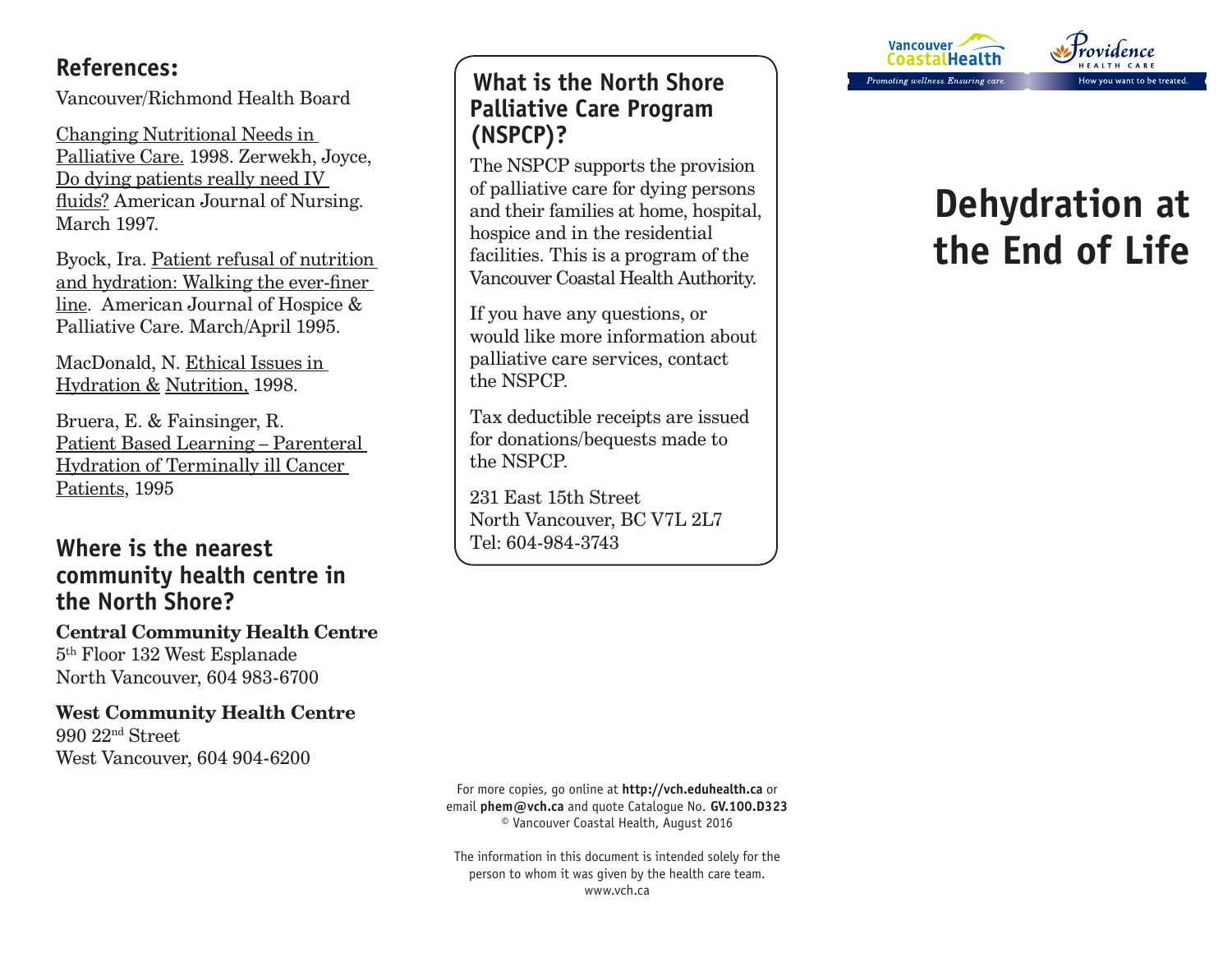## References:

Vancouver/Richmond Health Board

Changing Nutritional Needs in Palliative Care. 1998. Zerwekh, Joyce, Do dying patients really need IV fluids? American Journal of Nursing. March 1997.

Byock, Ira. Patient refusal of nutrition and hydration: Walking the ever-finer line. American Journal of Hospice & Palliative Care. March/April 1995.

MacDonald, N. Ethical Issues in Hydration & Nutrition, 1998.

Bruera, E. & Fainsinger, R. Patient Based Learning – Parenteral Hydration of Terminally ill Cancer Patients, 1995

## Where is the nearest community health centre in the North Shore?

**Central Community Health Centre**
5th Floor 132 West Esplanade
North Vancouver, 604 983-6700

**West Community Health Centre**
990 22nd Street
West Vancouver, 604 904-6200

## What is the North Shore Palliative Care Program (NSPCP)?

The NSPCP supports the provision of palliative care for dying persons and their families at home, hospital, hospice and in the residential facilities. This is a program of the Vancouver Coastal Health Authority.

If you have any questions, or would like more information about palliative care services, contact the NSPCP.

Tax deductible receipts are issued for donations/bequests made to the NSPCP.

231 East 15th Street
North Vancouver, BC V7L 2L7
Tel: 604-984-3743

For more copies, go online at **http://vch.eduhealth.ca** or email **phem@vch.ca** and quote Catalogue No. **GV.100.D323**
© Vancouver Coastal Health, August 2016

The information in this document is intended solely for the person to whom it was given by the health care team.
www.vch.ca

Vancouver Coastal Health — Promoting wellness. Ensuring care.

Providence Health Care — How you want to be treated.

# Dehydration at the End of Life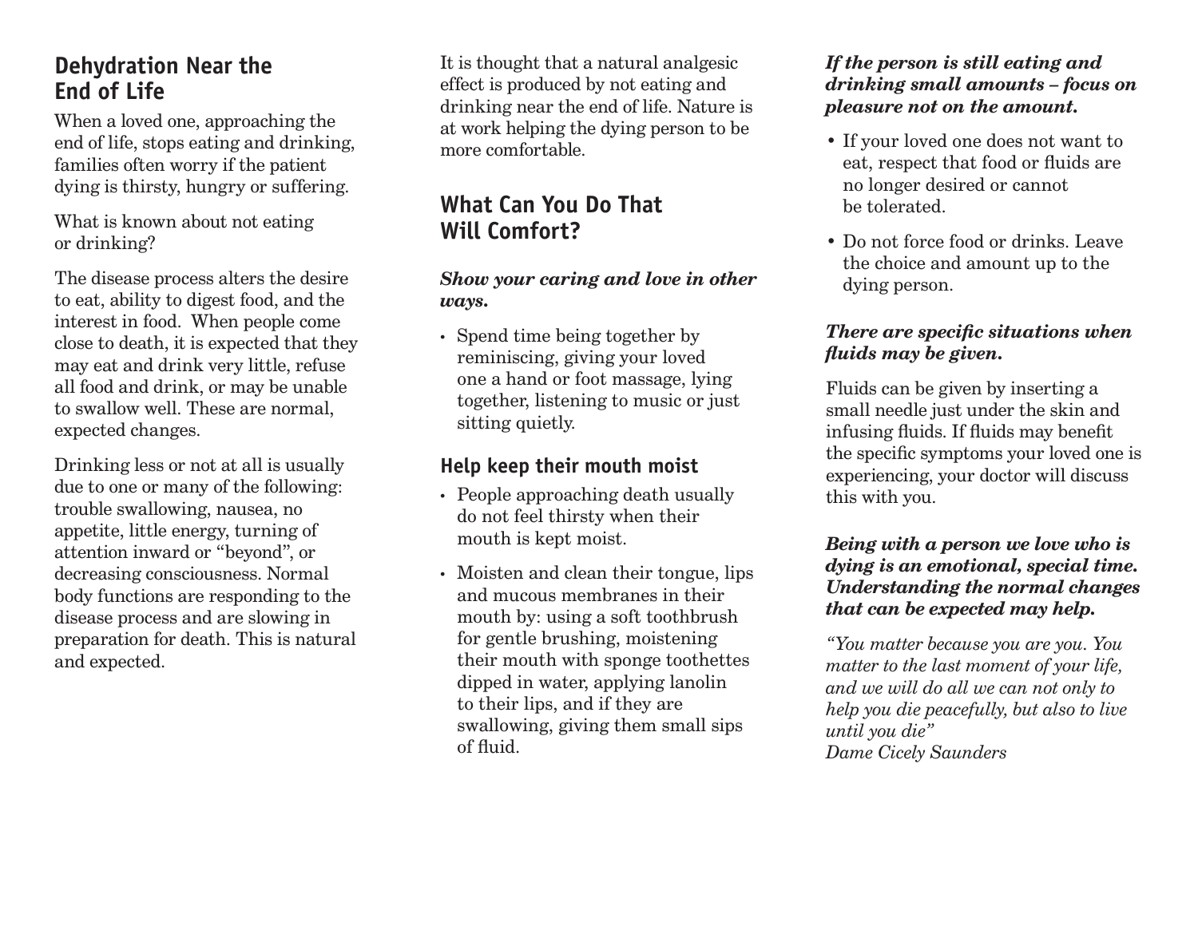## Dehydration Near the End of Life

When a loved one, approaching the end of life, stops eating and drinking, families often worry if the patient dying is thirsty, hungry or suffering.

What is known about not eating or drinking?

The disease process alters the desire to eat, ability to digest food, and the interest in food. When people come close to death, it is expected that they may eat and drink very little, refuse all food and drink, or may be unable to swallow well. These are normal, expected changes.

Drinking less or not at all is usually due to one or many of the following: trouble swallowing, nausea, no appetite, little energy, turning of attention inward or "beyond", or decreasing consciousness. Normal body functions are responding to the disease process and are slowing in preparation for death. This is natural and expected.

It is thought that a natural analgesic effect is produced by not eating and drinking near the end of life. Nature is at work helping the dying person to be more comfortable.

## What Can You Do That Will Comfort?

***Show your caring and love in other ways.***

- Spend time being together by reminiscing, giving your loved one a hand or foot massage, lying together, listening to music or just sitting quietly.

### Help keep their mouth moist

- People approaching death usually do not feel thirsty when their mouth is kept moist.
- Moisten and clean their tongue, lips and mucous membranes in their mouth by: using a soft toothbrush for gentle brushing, moistening their mouth with sponge toothettes dipped in water, applying lanolin to their lips, and if they are swallowing, giving them small sips of fluid.

***If the person is still eating and drinking small amounts – focus on pleasure not on the amount.***

- If your loved one does not want to eat, respect that food or fluids are no longer desired or cannot be tolerated.
- Do not force food or drinks. Leave the choice and amount up to the dying person.

***There are specific situations when fluids may be given.***

Fluids can be given by inserting a small needle just under the skin and infusing fluids. If fluids may benefit the specific symptoms your loved one is experiencing, your doctor will discuss this with you.

***Being with a person we love who is dying is an emotional, special time. Understanding the normal changes that can be expected may help.***

*"You matter because you are you. You matter to the last moment of your life, and we will do all we can not only to help you die peacefully, but also to live until you die"*
*Dame Cicely Saunders*